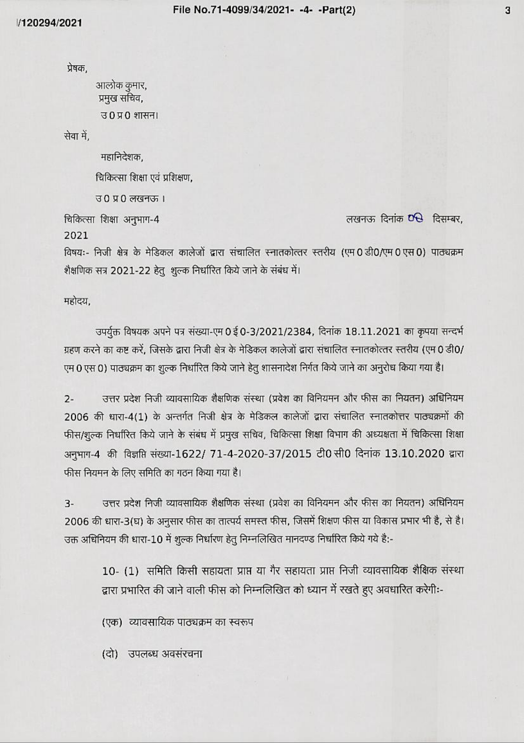प्रेषक,

आलोक कुमार,
प्रमुख सचिव,
उ0प्र0 शासन।

सेवा में,

महानिदेशक,
चिकित्सा शिक्षा एवं प्रशिक्षण,
उ0 प्र0 लखनऊ।

चिकित्सा शिक्षा अनुभाग-4 लखनऊ दिनांक 06 दिसम्बर, 2021

विषयः- निजी क्षेत्र के मेडिकल कालेजों द्वारा संचालित स्नातकोत्तर स्तरीय (एम0डी0/एम0एस0) पाठ्यक्रम शैक्षणिक सत्र 2021-22 हेतु शुल्क निर्धारित किये जाने के संबंध में।

महोदय,

उपर्युक्त विषयक अपने पत्र संख्या-एम0ई0-3/2021/2384, दिनांक 18.11.2021 का कृपया सन्दर्भ ग्रहण करने का कष्ट करें, जिसके द्वारा निजी क्षेत्र के मेडिकल कालेजों द्वारा संचालित स्नातकोत्तर स्तरीय (एम0डी0/एम0एस0) पाठ्यक्रम का शुल्क निर्धारित किये जाने हेतु शासनादेश निर्गत किये जाने का अनुरोध किया गया है।

2- उत्तर प्रदेश निजी व्यावसायिक शैक्षणिक संस्था (प्रवेश का विनियमन और फीस का नियतन) अधिनियम 2006 की धारा-4(1) के अन्तर्गत निजी क्षेत्र के मेडिकल कालेजों द्वारा संचालित स्नातकोत्तर पाठ्यक्रमों की फीस/शुल्क निर्धारित किये जाने के संबंध में प्रमुख सचिव, चिकित्सा शिक्षा विभाग की अध्यक्षता में चिकित्सा शिक्षा अनुभाग-4 की विज्ञप्ति संख्या-1622/ 71-4-2020-37/2015 टी0सी0 दिनांक 13.10.2020 द्वारा फीस नियमन के लिए समिति का गठन किया गया है।

3- उत्तर प्रदेश निजी व्यावसायिक शैक्षणिक संस्था (प्रवेश का विनियमन और फीस का नियतन) अधिनियम 2006 की धारा-3(घ) के अनुसार फीस का तात्पर्य समस्त फीस, जिसमें शिक्षण फीस या विकास प्रभार भी है, से है। उक्त अधिनियम की धारा-10 में शुल्क निर्धारण हेतु निम्नलिखित मानदण्ड निर्धारित किये गये है:-

10- (1) समिति किसी सहायता प्राप्त या गैर सहायता प्राप्त निजी व्यावसायिक शैक्षिक संस्था द्वारा प्रभारित की जाने वाली फीस को निम्नलिखित को ध्यान में रखते हुए अवधारित करेगीः-

(एक) व्यावसायिक पाठ्यक्रम का स्वरूप

(दो) उपलब्ध अवसंरचना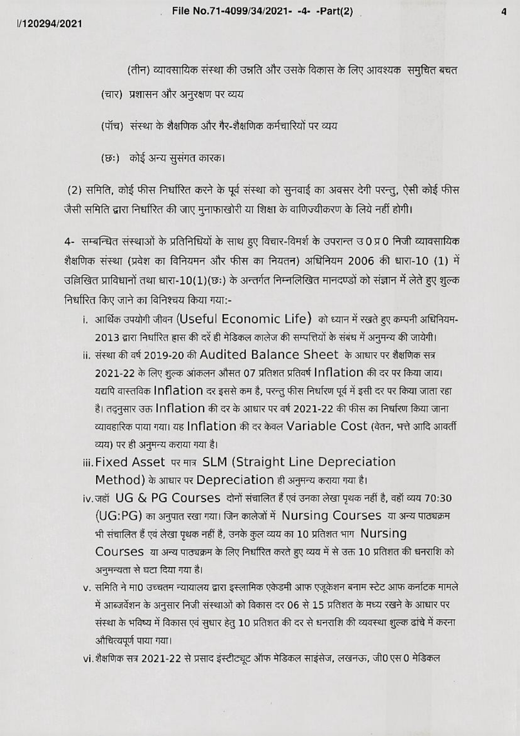(तीन) व्यावसायिक संस्था की उन्नति और उसके विकास के लिए आवश्यक समुचित बचत

(चार) प्रशासन और अनुरक्षण पर व्यय

(पॉच) संस्था के शैक्षणिक और गैर-शैक्षणिक कर्मचारियों पर व्यय

(छः) कोई अन्य सुसंगत कारक।

(2) समिति, कोई फीस निर्धारित करने के पूर्व संस्था को सुनवाई का अवसर देगी परन्तु, ऐसी कोई फीस जैसी समिति द्वारा निर्धारित की जाए मुनाफाखोरी या शिक्षा के वाणिज्यीकरण के लिये नहीं होगी।

4- सम्बन्धित संस्थाओं के प्रतिनिधियों के साथ हुए विचार-विमर्श के उपरान्त उ0प्र0 निजी व्यावसायिक शैक्षणिक संस्था (प्रवेश का विनियमन और फीस का नियतन) अधिनियम 2006 की धारा-10 (1) में उल्लिखित प्राविधानों तथा धारा-10(1)(छः) के अन्तर्गत निम्नलिखित मानदण्डों को संज्ञान में लेते हुए शुल्क निर्धारित किए जाने का विनिश्चय किया गया:-

i. आर्थिक उपयोगी जीवन (Useful Economic Life) को ध्यान में रखते हुए कम्पनी अधिनियम-2013 द्वारा निर्धारित ह्रास की दरें ही मेडिकल कालेज की सम्पत्तियों के संबंध में अनुमन्य की जायेगी।

ii. संस्था की वर्ष 2019-20 की Audited Balance Sheet के आधार पर शैक्षणिक सत्र 2021-22 के लिए शुल्क आंकलन औसत 07 प्रतिशत प्रतिवर्ष Inflation की दर पर किया जाय। यद्यपि वास्तविक Inflation दर इससे कम है, परन्तु फीस निर्धारण पूर्व में इसी दर पर किया जाता रहा है। तद्नुसार उक्त Inflation की दर के आधार पर वर्ष 2021-22 की फीस का निर्धारण किया जाना व्यावहारिक पाया गया। यह Inflation की दर केवल Variable Cost (वेतन, भत्ते आदि आवर्ती व्यय) पर ही अनुमन्य कराया गया है।

iii. Fixed Asset पर मात्र SLM (Straight Line Depreciation Method) के आधार पर Depreciation ही अनुमन्य कराया गया है।

iv. जहॉं UG & PG Courses दोनों संचालित हैं एवं उनका लेखा पृथक नहीं है, वहॉं व्यय 70:30 (UG:PG) का अनुपात रखा गया। जिन कालेजों में Nursing Courses या अन्य पाठ्यक्रम भी संचालित हैं एवं लेखा पृथक नहीं है, उनके कुल व्यय का 10 प्रतिशत भाग Nursing Courses या अन्य पाठ्यक्रम के लिए निर्धारित करते हुए व्यय में से उक्त 10 प्रतिशत की धनराशि को अनुमन्यता से घटा दिया गया है।

v. समिति ने मा0 उच्चतम न्यायालय द्वारा इस्लामिक एकेडमी आफ एजूकेशन बनाम स्टेट आफ कर्नाटक मामले में आब्जर्वेशन के अनुसार निजी संस्थाओं को विकास दर 06 से 15 प्रतिशत के मध्य रखने के आधार पर संस्था के भविष्य में विकास एवं सुधार हेतु 10 प्रतिशत की दर से धनराशि की व्यवस्था शुल्क ढांचे में करना औचित्यपूर्ण पाया गया।

vi. शैक्षणिक सत्र 2021-22 से प्रसाद इंस्टीट्यूट ऑफ मेडिकल साइंसेज, लखनऊ, जी0एस0 मेडिकल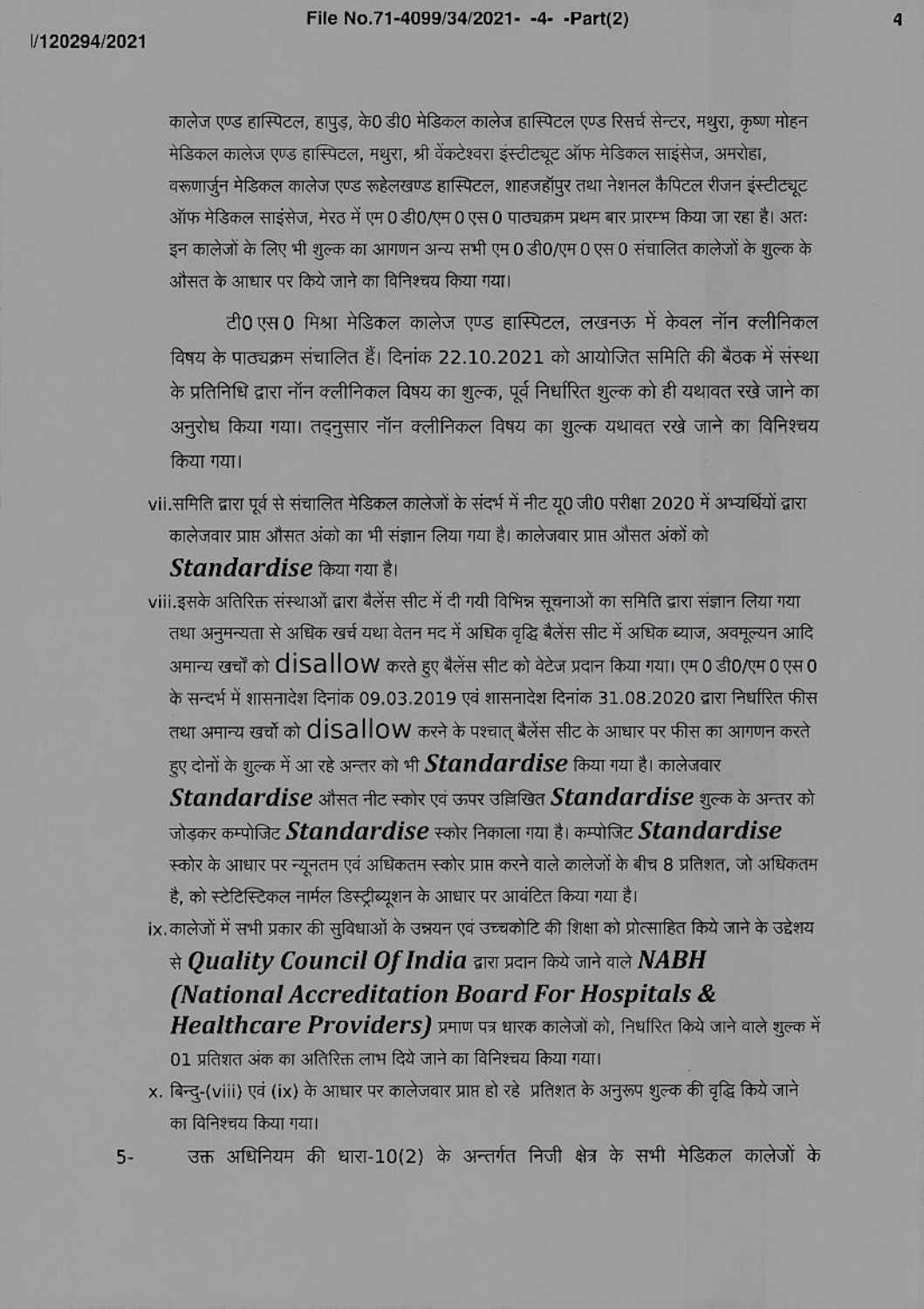कालेज एण्ड हास्पिटल, हापुड़, के0 डी0 मेडिकल कालेज हास्पिटल एण्ड रिसर्च सेन्टर, मथुरा, कृष्ण मोहन मेडिकल कालेज एण्ड हास्पिटल, मथुरा, श्री वेंकटेश्वरा इंस्टीट्यूट ऑफ मेडिकल साइंसेज, अमरोहा, वरूणार्जुन मेडिकल कालेज एण्ड रूहेलखण्ड हास्पिटल, शाहजहाँपुर तथा नेशनल कैपिटल रीजन इंस्टीट्यूट ऑफ मेडिकल साइंसेज, मेरठ में एम0 डी0/एम0 एस0 पाठ्यक्रम प्रथम बार प्रारम्भ किया जा रहा है। अतः इन कालेजों के लिए भी शुल्क का आगणन अन्य सभी एम0 डी0/एम0 एस0 संचालित कालेजों के शुल्क के औसत के आधार पर किये जाने का विनिश्चय किया गया।

टी0 एस0 मिश्रा मेडिकल कालेज एण्ड हास्पिटल, लखनऊ में केवल नॉन क्लीनिकल विषय के पाठ्यक्रम संचालित हैं। दिनांक 22.10.2021 को आयोजित समिति की बैठक में संस्था के प्रतिनिधि द्वारा नॉन क्लीनिकल विषय का शुल्क, पूर्व निर्धारित शुल्क को ही यथावत रखे जाने का अनुरोध किया गया। तद्नुसार नॉन क्लीनिकल विषय का शुल्क यथावत रखे जाने का विनिश्चय किया गया।

vii. समिति द्वारा पूर्व से संचालित मेडिकल कालेजों के संदर्भ में नीट यू0 जी0 परीक्षा 2020 में अभ्यर्थियों द्वारा कालेजवार प्राप्त औसत अंको का भी संज्ञान लिया गया है। कालेजवार प्राप्त औसत अंकों को ***Standardise*** किया गया है।

viii. इसके अतिरिक्त संस्थाओं द्वारा बैलेंस सीट में दी गयी विभिन्न सूचनाओं का समिति द्वारा संज्ञान लिया गया तथा अनुमन्यता से अधिक खर्च यथा वेतन मद में अधिक वृद्धि बैलेंस सीट में अधिक ब्याज, अवमूल्यन आदि अमान्य खर्चों को disallow करते हुए बैलेंस सीट को वेटेज प्रदान किया गया। एम0 डी0/एम0 एस0 के सन्दर्भ में शासनादेश दिनांक 09.03.2019 एवं शासनादेश दिनांक 31.08.2020 द्वारा निर्धारित फीस तथा अमान्य खर्चों को disallow करने के पश्चात् बैलेंस सीट के आधार पर फीस का आगणन करते हुए दोनों के शुल्क में आ रहे अन्तर को भी ***Standardise*** किया गया है। कालेजवार ***Standardise*** औसत नीट स्कोर एवं ऊपर उल्लिखित ***Standardise*** शुल्क के अन्तर को जोड़कर कम्पोजिट ***Standardise*** स्कोर निकाला गया है। कम्पोजिट ***Standardise*** स्कोर के आधार पर न्यूनतम एवं अधिकतम स्कोर प्राप्त करने वाले कालेजों के बीच 8 प्रतिशत, जो अधिकतम है, को स्टेटिस्टिकल नार्मल डिस्ट्रीब्यूशन के आधार पर आवंटित किया गया है।

ix. कालेजों में सभी प्रकार की सुविधाओं के उन्नयन एवं उच्चकोटि की शिक्षा को प्रोत्साहित किये जाने के उद्देश्य से ***Quality Council Of India*** द्वारा प्रदान किये जाने वाले ***NABH (National Accreditation Board For Hospitals & Healthcare Providers)*** प्रमाण पत्र धारक कालेजों को, निर्धारित किये जाने वाले शुल्क में 01 प्रतिशत अंक का अतिरिक्त लाभ दिये जाने का विनिश्चय किया गया।

x. बिन्दु-(viii) एवं (ix) के आधार पर कालेजवार प्राप्त हो रहे प्रतिशत के अनुरूप शुल्क की वृद्धि किये जाने का विनिश्चय किया गया।

5- उक्त अधिनियम की धारा-10(2) के अन्तर्गत निजी क्षेत्र के सभी मेडिकल कालेजों के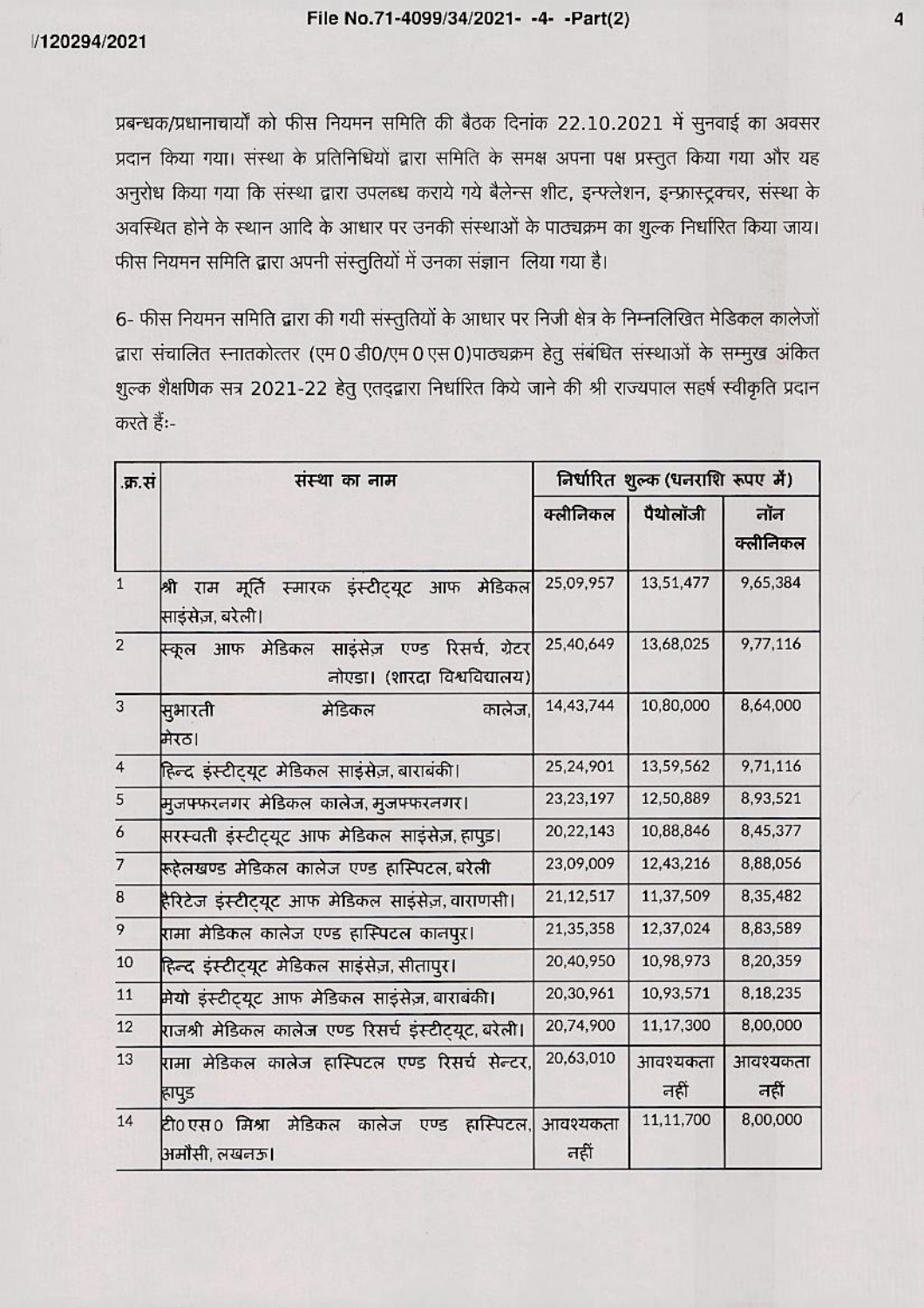प्रबन्धक/प्रधानाचार्यों को फीस नियमन समिति की बैठक दिनांक 22.10.2021 में सुनवाई का अवसर प्रदान किया गया। संस्था के प्रतिनिधियों द्वारा समिति के समक्ष अपना पक्ष प्रस्तुत किया गया और यह अनुरोध किया गया कि संस्था द्वारा उपलब्ध कराये गये बैलेन्स शीट, इन्फ्लेशन, इन्फ्रास्ट्रक्चर, संस्था के अवस्थित होने के स्थान आदि के आधार पर उनकी संस्थाओं के पाठ्यक्रम का शुल्क निर्धारित किया जाय। फीस नियमन समिति द्वारा अपनी संस्तुतियों में उनका संज्ञान लिया गया है।

6- फीस नियमन समिति द्वारा की गयी संस्तुतियों के आधार पर निजी क्षेत्र के निम्नलिखित मेडिकल कालेजों द्वारा संचालित स्नातकोत्तर (एम0 डी0/एम0 एस0)पाठ्यक्रम हेतु संबंधित संस्थाओं के सम्मुख अंकित शुल्क शैक्षणिक सत्र 2021-22 हेतु एतद्द्वारा निर्धारित किये जाने की श्री राज्यपाल सहर्ष स्वीकृति प्रदान करते हैं:-

| क्र.सं | संस्था का नाम | निर्धारित शुल्क (धनराशि रूपए में) | | |
|---|---|---|---|---|
| | | क्लीनिकल | पैथोलॉजी | नॉन क्लीनिकल |
| 1 | श्री राम मूर्ति स्मारक इंस्टीट्यूट आफ मेडिकल साइंसेज़, बरेली। | 25,09,957 | 13,51,477 | 9,65,384 |
| 2 | स्कूल आफ मेडिकल साइंसेज़ एण्ड रिसर्च, ग्रेटर नोएडा। (शारदा विश्वविद्यालय) | 25,40,649 | 13,68,025 | 9,77,116 |
| 3 | सुभारती मेडिकल कालेज, मेरठ। | 14,43,744 | 10,80,000 | 8,64,000 |
| 4 | हिन्द इंस्टीट्यूट मेडिकल साइंसेज़, बाराबंकी। | 25,24,901 | 13,59,562 | 9,71,116 |
| 5 | मुजफ्फरनगर मेडिकल कालेज, मुजफ्फरनगर। | 23,23,197 | 12,50,889 | 8,93,521 |
| 6 | सरस्वती इंस्टीट्यूट आफ मेडिकल साइंसेज़, हापुड़। | 20,22,143 | 10,88,846 | 8,45,377 |
| 7 | रूहेलखण्ड मेडिकल कालेज एण्ड हास्पिटल, बरेली | 23,09,009 | 12,43,216 | 8,88,056 |
| 8 | हैरिटेज इंस्टीट्यूट आफ मेडिकल साइंसेज़, वाराणसी। | 21,12,517 | 11,37,509 | 8,35,482 |
| 9 | रामा मेडिकल कालेज एण्ड हास्पिटल कानपुर। | 21,35,358 | 12,37,024 | 8,83,589 |
| 10 | हिन्द इंस्टीट्यूट मेडिकल साइंसेज़, सीतापुर। | 20,40,950 | 10,98,973 | 8,20,359 |
| 11 | मेयो इंस्टीट्यूट आफ मेडिकल साइंसेज़, बाराबंकी। | 20,30,961 | 10,93,571 | 8,18,235 |
| 12 | राजश्री मेडिकल कालेज एण्ड रिसर्च इंस्टीट्यूट, बरेली। | 20,74,900 | 11,17,300 | 8,00,000 |
| 13 | रामा मेडिकल कालेज हास्पिटल एण्ड रिसर्च सेन्टर, हापुड़ | 20,63,010 | आवश्यकता नहीं | आवश्यकता नहीं |
| 14 | टी0एस0 मिश्रा मेडिकल कालेज एण्ड हास्पिटल, अमौसी, लखनऊ। | आवश्यकता नहीं | 11,11,700 | 8,00,000 |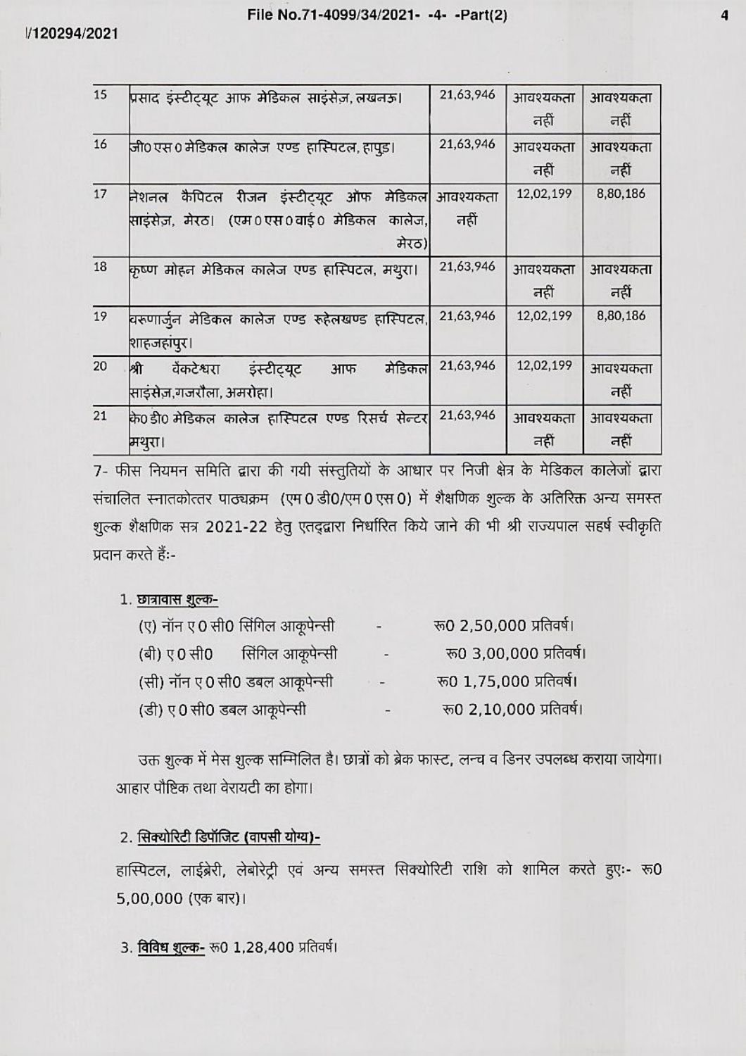| 15 | प्रसाद इंस्टीट्यूट आफ मेडिकल साइंसेज़, लखनऊ। | 21,63,946 | आवश्यकता नहीं | आवश्यकता नहीं |
|---|---|---|---|---|
| 16 | जी0एस0 मेडिकल कालेज एण्ड हास्पिटल, हापुड़। | 21,63,946 | आवश्यकता नहीं | आवश्यकता नहीं |
| 17 | नेशनल कैपिटल रीजन इंस्टीट्यूट ऑफ मेडिकल साइंसेज़, मेरठ। (एम0एस0वाई0 मेडिकल कालेज, मेरठ) | आवश्यकता नहीं | 12,02,199 | 8,80,186 |
| 18 | कृष्ण मोहन मेडिकल कालेज एण्ड हास्पिटल, मथुरा। | 21,63,946 | आवश्यकता नहीं | आवश्यकता नहीं |
| 19 | वरूणार्जुन मेडिकल कालेज एण्ड रूहेलखण्ड हास्पिटल, शाहजहांपुर। | 21,63,946 | 12,02,199 | 8,80,186 |
| 20 | श्री वेंकटेश्वरा इंस्टीट्यूट आफ मेडिकल साइंसेज़, गजरौला, अमरोहा। | 21,63,946 | 12,02,199 | आवश्यकता नहीं |
| 21 | के0डी0 मेडिकल कालेज हास्पिटल एण्ड रिसर्च सेन्टर मथुरा। | 21,63,946 | आवश्यकता नहीं | आवश्यकता नहीं |

7- फीस नियमन समिति द्वारा की गयी संस्तुतियों के आधार पर निजी क्षेत्र के मेडिकल कालेजों द्वारा संचालित स्नातकोत्तर पाठ्यक्रम (एम0डी0/एम0एस0) में शैक्षणिक शुल्क के अतिरिक्त अन्य समस्त शुल्क शैक्षणिक सत्र 2021-22 हेतु एतद्द्वारा निर्धारित किये जाने की भी श्री राज्यपाल सहर्ष स्वीकृति प्रदान करते हैं:-

1. **छात्रावास शुल्क-**

(ए) नॉन ए0सी0 सिंगिल आकूपेन्सी - रू0 2,50,000 प्रतिवर्ष।
(बी) ए0सी0 सिंगिल आकूपेन्सी - रू0 3,00,000 प्रतिवर्ष।
(सी) नॉन ए0सी0 डबल आकूपेन्सी - रू0 1,75,000 प्रतिवर्ष।
(डी) ए0सी0 डबल आकूपेन्सी - रू0 2,10,000 प्रतिवर्ष।

उक्त शुल्क में मेस शुल्क सम्मिलित है। छात्रों को ब्रेक फास्ट, लन्च व डिनर उपलब्ध कराया जायेगा। आहार पौष्टिक तथा वेरायटी का होगा।

2. **सिक्योरिटी डिपॉजिट (वापसी योग्य)-**

हास्पिटल, लाईब्रेरी, लेबोरेट्री एवं अन्य समस्त सिक्योरिटी राशि को शामिल करते हुएः- रू0 5,00,000 (एक बार)।

3. **विविध शुल्क-** रू0 1,28,400 प्रतिवर्ष।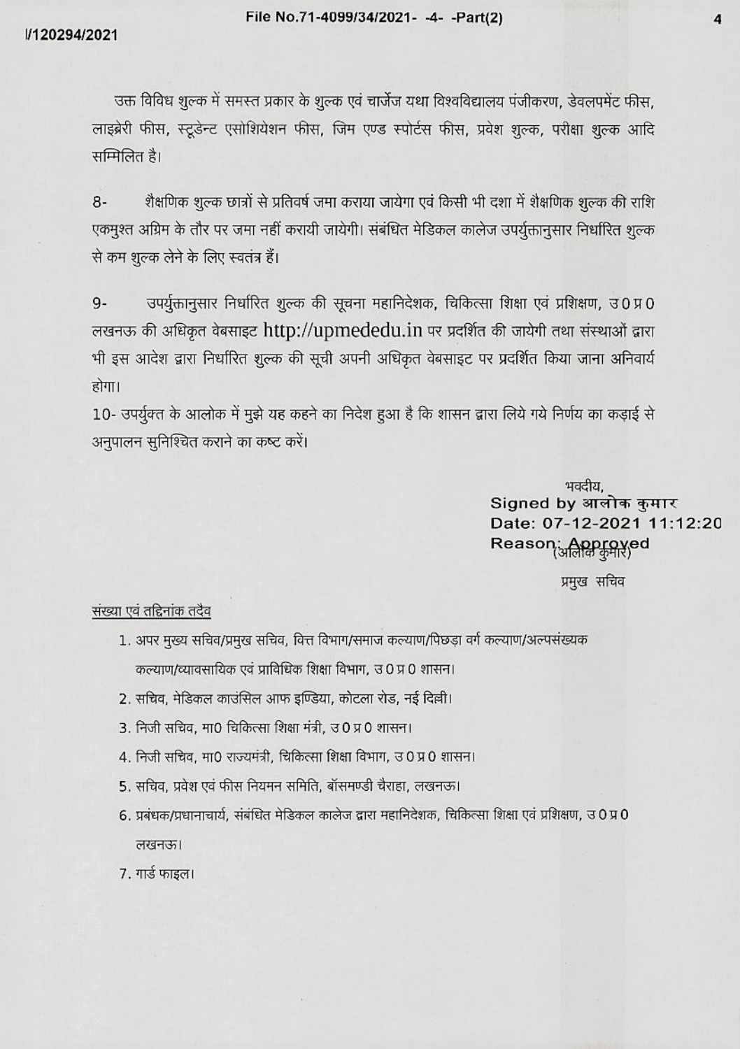उक्त विविध शुल्क में समस्त प्रकार के शुल्क एवं चार्जेज यथा विश्वविद्यालय पंजीकरण, डेवलपमेंट फीस, लाइब्रेरी फीस, स्टूडेन्ट एसोशियेशन फीस, जिम एण्ड स्पोर्टस फीस, प्रवेश शुल्क, परीक्षा शुल्क आदि सम्मिलित है।

8- शैक्षणिक शुल्क छात्रों से प्रतिवर्ष जमा कराया जायेगा एवं किसी भी दशा में शैक्षणिक शुल्क की राशि एकमुश्त अग्रिम के तौर पर जमा नहीं करायी जायेगी। संबंधित मेडिकल कालेज उपर्युक्तानुसार निर्धारित शुल्क से कम शुल्क लेने के लिए स्वतंत्र हैं।

9- उपर्युक्तानुसार निर्धारित शुल्क की सूचना महानिदेशक, चिकित्सा शिक्षा एवं प्रशिक्षण, उ0प्र0 लखनऊ की अधिकृत वेबसाइट http://upmededu.in पर प्रदर्शित की जायेगी तथा संस्थाओं द्वारा भी इस आदेश द्वारा निर्धारित शुल्क की सूची अपनी अधिकृत वेबसाइट पर प्रदर्शित किया जाना अनिवार्य होगा।

10- उपर्युक्त के आलोक में मुझे यह कहने का निदेश हुआ है कि शासन द्वारा लिये गये निर्णय का कड़ाई से अनुपालन सुनिश्चित कराने का कष्ट करें।

भवदीय,

Signed by आलोक कुमार
Date: 07-12-2021 11:12:20
Reason: Approved
(आलोक कुमार)

प्रमुख सचिव

संख्या एवं तद्दिनांक तदैव

1. अपर मुख्य सचिव/प्रमुख सचिव, वित्त विभाग/समाज कल्याण/पिछड़ा वर्ग कल्याण/अल्पसंख्यक कल्याण/व्यावसायिक एवं प्राविधिक शिक्षा विभाग, उ0प्र0 शासन।
2. सचिव, मेडिकल काउंसिल आफ इण्डिया, कोटला रोड, नई दिल्ली।
3. निजी सचिव, मा0 चिकित्सा शिक्षा मंत्री, उ0प्र0 शासन।
4. निजी सचिव, मा0 राज्यमंत्री, चिकित्सा शिक्षा विभाग, उ0प्र0 शासन।
5. सचिव, प्रवेश एवं फीस नियमन समिति, बॉसमण्डी चैराहा, लखनऊ।
6. प्रबंधक/प्रधानाचार्य, संबंधित मेडिकल कालेज द्वारा महानिदेशक, चिकित्सा शिक्षा एवं प्रशिक्षण, उ0प्र0 लखनऊ।
7. गार्ड फाइल।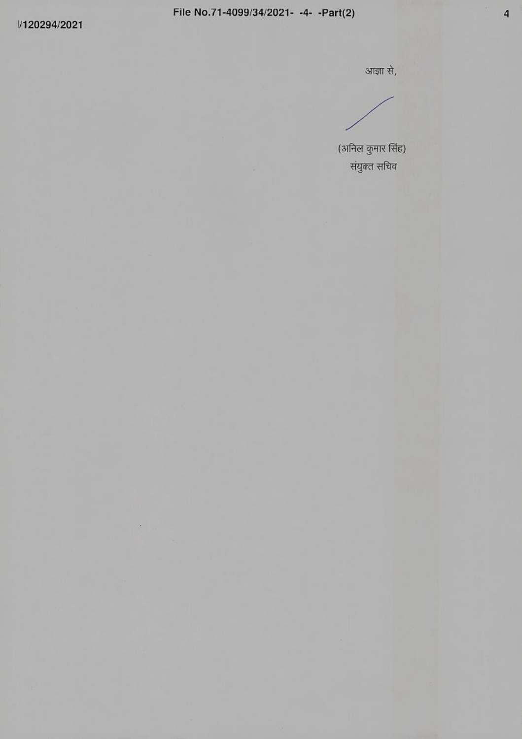आज्ञा से,

(अनिल कुमार सिंह)
संयुक्त सचिव